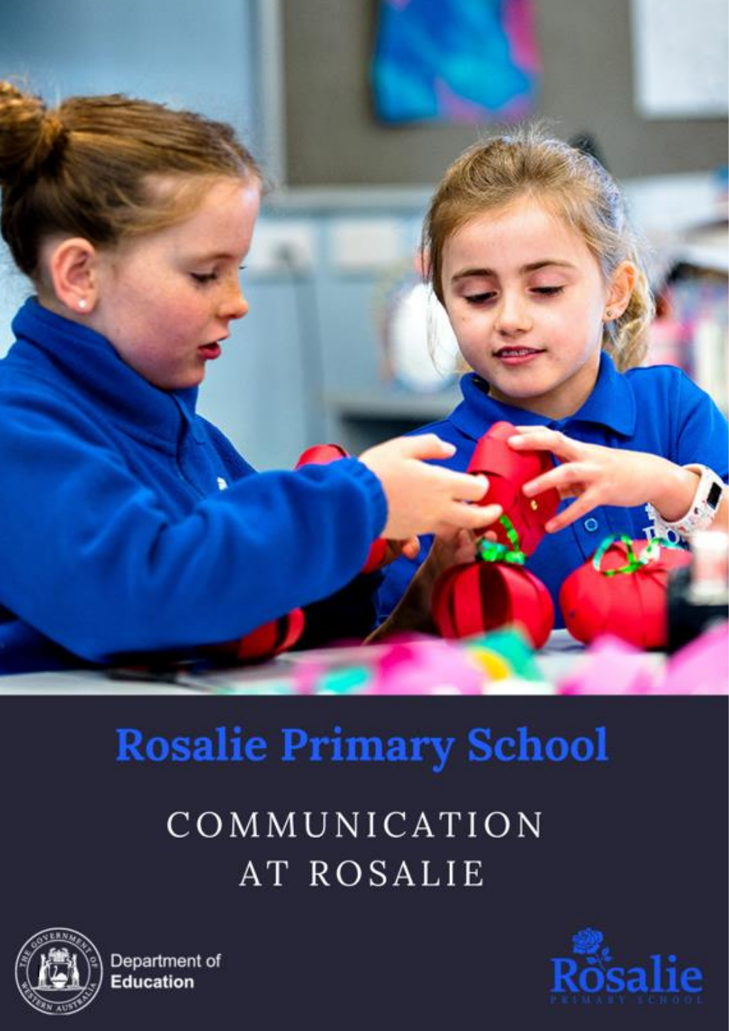# Rosalie Primary School

## COMMUNICATION AT ROSALIE

Department of Education

Rosalie Primary School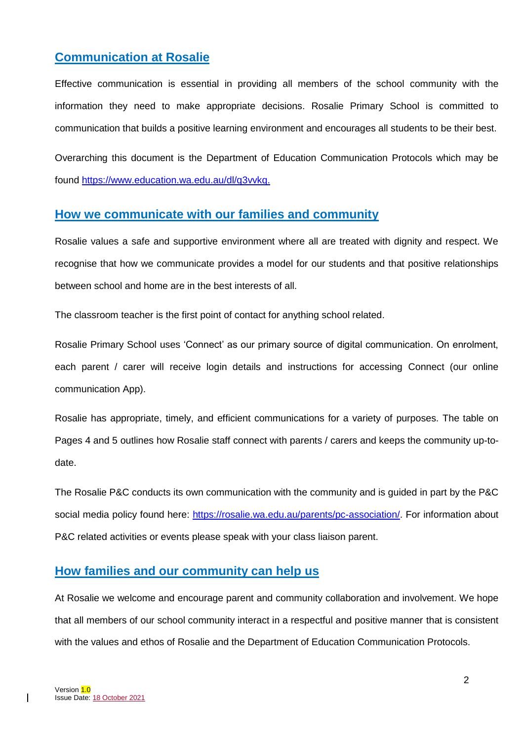## Communication at Rosalie

Effective communication is essential in providing all members of the school community with the information they need to make appropriate decisions. Rosalie Primary School is committed to communication that builds a positive learning environment and encourages all students to be their best.

Overarching this document is the Department of Education Communication Protocols which may be found https://www.education.wa.edu.au/dl/q3vvkq.

## How we communicate with our families and community

Rosalie values a safe and supportive environment where all are treated with dignity and respect. We recognise that how we communicate provides a model for our students and that positive relationships between school and home are in the best interests of all.

The classroom teacher is the first point of contact for anything school related.

Rosalie Primary School uses 'Connect' as our primary source of digital communication. On enrolment, each parent / carer will receive login details and instructions for accessing Connect (our online communication App).

Rosalie has appropriate, timely, and efficient communications for a variety of purposes. The table on Pages 4 and 5 outlines how Rosalie staff connect with parents / carers and keeps the community up-to-date.

The Rosalie P&C conducts its own communication with the community and is guided in part by the P&C social media policy found here: https://rosalie.wa.edu.au/parents/pc-association/. For information about P&C related activities or events please speak with your class liaison parent.

## How families and our community can help us

At Rosalie we welcome and encourage parent and community collaboration and involvement. We hope that all members of our school community interact in a respectful and positive manner that is consistent with the values and ethos of Rosalie and the Department of Education Communication Protocols.

Version 1.0
Issue Date: 18 October 2021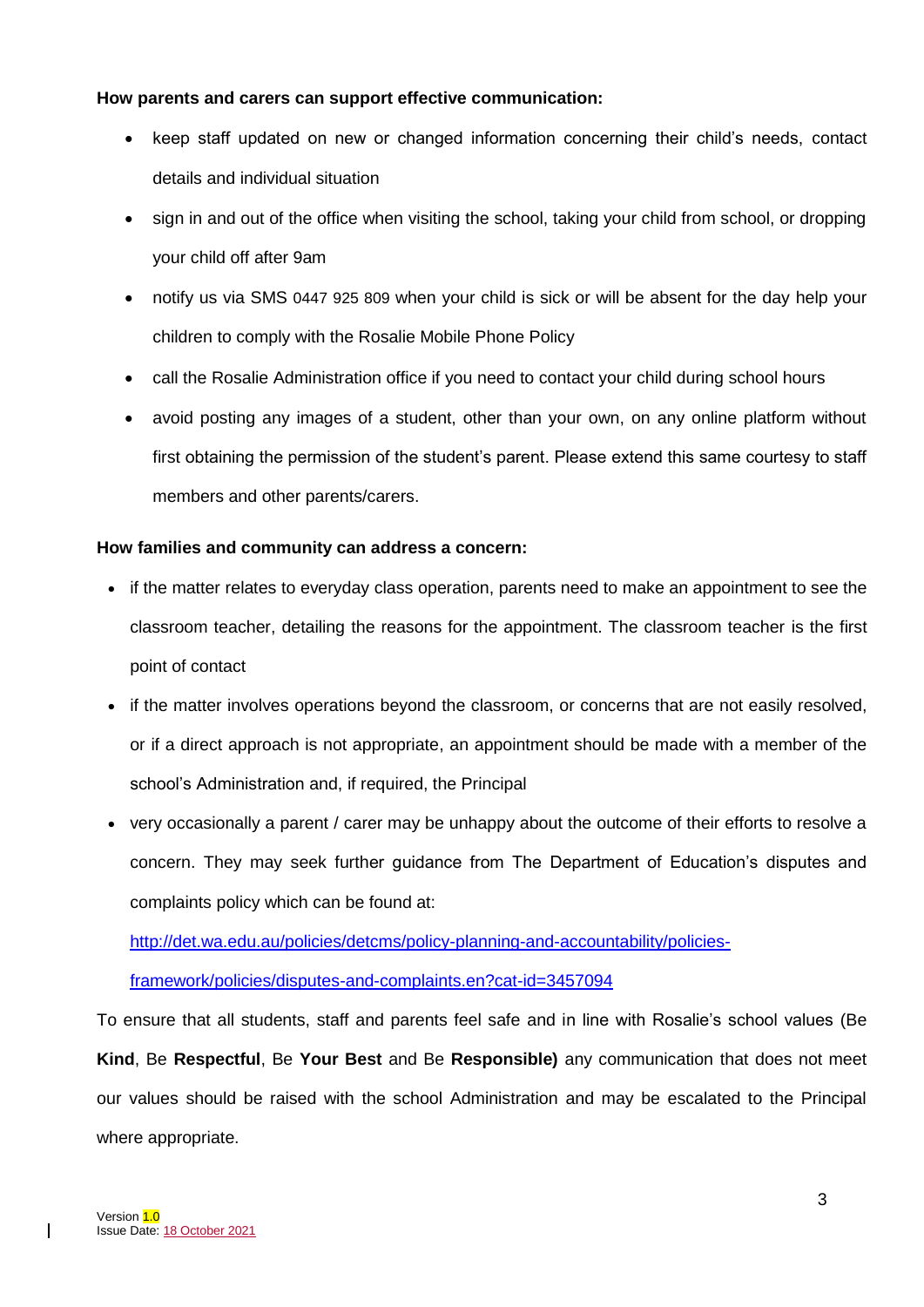**How parents and carers can support effective communication:**

- keep staff updated on new or changed information concerning their child's needs, contact details and individual situation
- sign in and out of the office when visiting the school, taking your child from school, or dropping your child off after 9am
- notify us via SMS 0447 925 809 when your child is sick or will be absent for the day help your children to comply with the Rosalie Mobile Phone Policy
- call the Rosalie Administration office if you need to contact your child during school hours
- avoid posting any images of a student, other than your own, on any online platform without first obtaining the permission of the student's parent. Please extend this same courtesy to staff members and other parents/carers.

**How families and community can address a concern:**

- if the matter relates to everyday class operation, parents need to make an appointment to see the classroom teacher, detailing the reasons for the appointment. The classroom teacher is the first point of contact
- if the matter involves operations beyond the classroom, or concerns that are not easily resolved, or if a direct approach is not appropriate, an appointment should be made with a member of the school's Administration and, if required, the Principal
- very occasionally a parent / carer may be unhappy about the outcome of their efforts to resolve a concern. They may seek further guidance from The Department of Education's disputes and complaints policy which can be found at:

  http://det.wa.edu.au/policies/detcms/policy-planning-and-accountability/policies-framework/policies/disputes-and-complaints.en?cat-id=3457094

To ensure that all students, staff and parents feel safe and in line with Rosalie's school values (Be **Kind**, Be **Respectful**, Be **Your Best** and Be **Responsible)** any communication that does not meet our values should be raised with the school Administration and may be escalated to the Principal where appropriate.

Version 1.0
Issue Date: 18 October 2021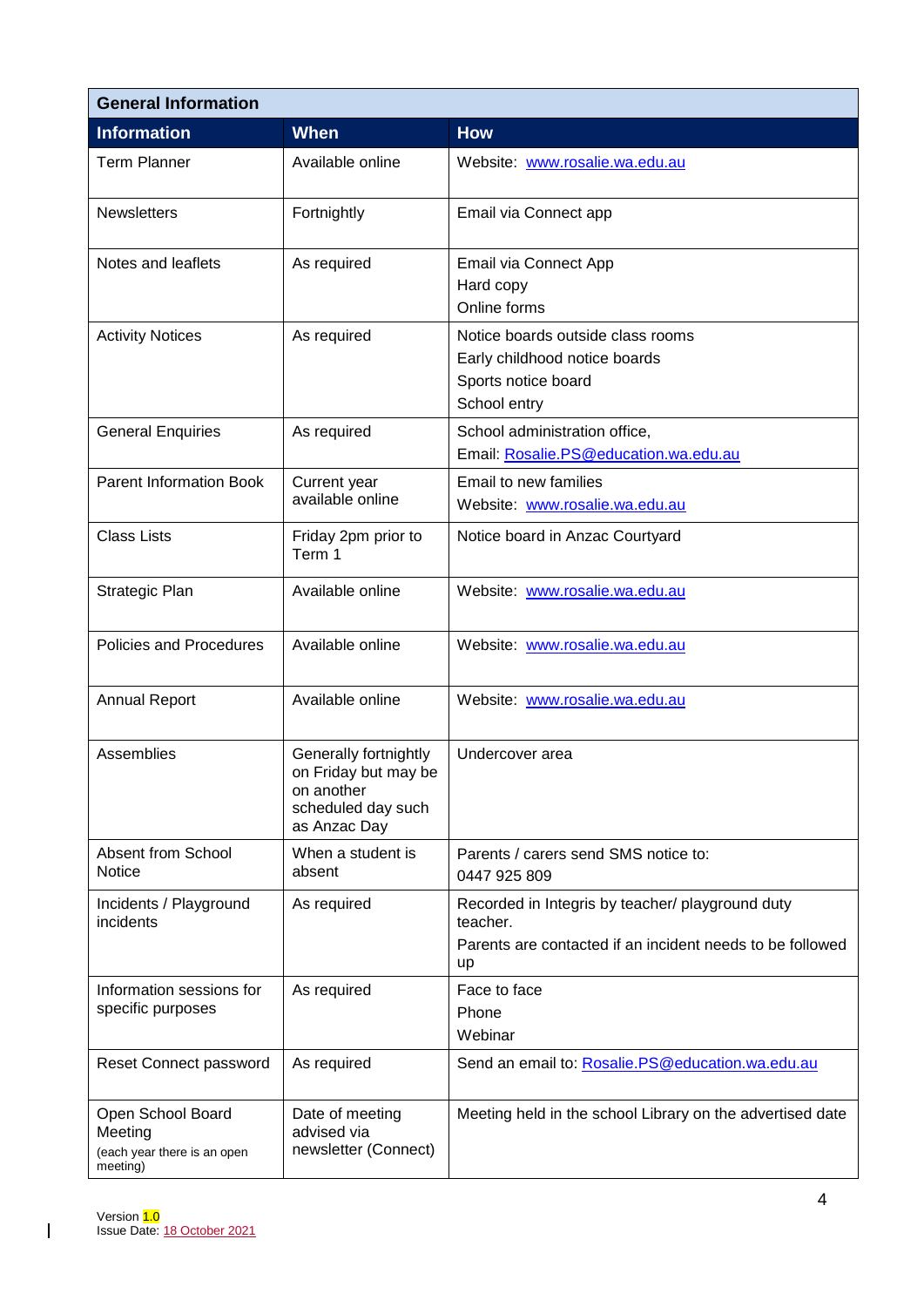| General Information | | |
|---|---|---|
| **Information** | **When** | **How** |
| Term Planner | Available online | Website: www.rosalie.wa.edu.au |
| Newsletters | Fortnightly | Email via Connect app |
| Notes and leaflets | As required | Email via Connect App<br>Hard copy<br>Online forms |
| Activity Notices | As required | Notice boards outside class rooms<br>Early childhood notice boards<br>Sports notice board<br>School entry |
| General Enquiries | As required | School administration office,<br>Email: Rosalie.PS@education.wa.edu.au |
| Parent Information Book | Current year available online | Email to new families<br>Website: www.rosalie.wa.edu.au |
| Class Lists | Friday 2pm prior to Term 1 | Notice board in Anzac Courtyard |
| Strategic Plan | Available online | Website: www.rosalie.wa.edu.au |
| Policies and Procedures | Available online | Website: www.rosalie.wa.edu.au |
| Annual Report | Available online | Website: www.rosalie.wa.edu.au |
| Assemblies | Generally fortnightly on Friday but may be on another scheduled day such as Anzac Day | Undercover area |
| Absent from School Notice | When a student is absent | Parents / carers send SMS notice to:<br>0447 925 809 |
| Incidents / Playground incidents | As required | Recorded in Integris by teacher/ playground duty teacher.<br>Parents are contacted if an incident needs to be followed up |
| Information sessions for specific purposes | As required | Face to face<br>Phone<br>Webinar |
| Reset Connect password | As required | Send an email to: Rosalie.PS@education.wa.edu.au |
| Open School Board Meeting<br>(each year there is an open meeting) | Date of meeting advised via newsletter (Connect) | Meeting held in the school Library on the advertised date |

Version 1.0
Issue Date: 18 October 2021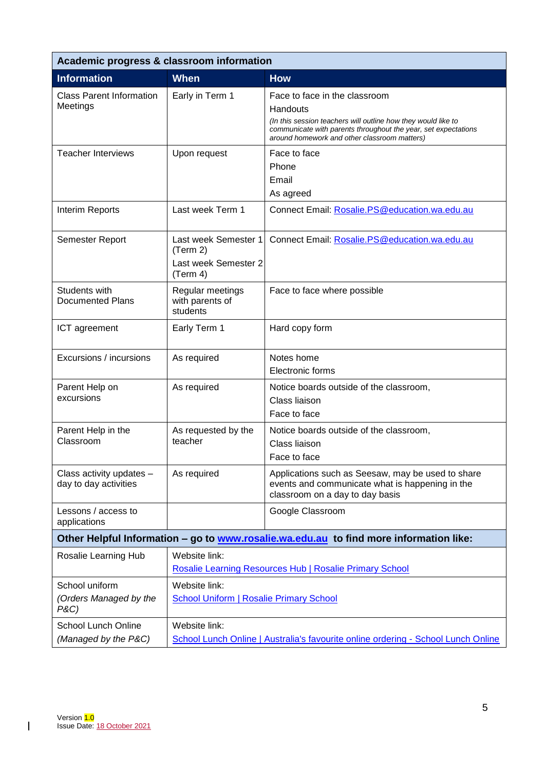| Academic progress & classroom information | | |
|---|---|---|
| **Information** | **When** | **How** |
| Class Parent Information Meetings | Early in Term 1 | Face to face in the classroom<br>Handouts<br>*(In this session teachers will outline how they would like to communicate with parents throughout the year, set expectations around homework and other classroom matters)* |
| Teacher Interviews | Upon request | Face to face<br>Phone<br>Email<br>As agreed |
| Interim Reports | Last week Term 1 | Connect Email: Rosalie.PS@education.wa.edu.au |
| Semester Report | Last week Semester 1 (Term 2)<br>Last week Semester 2 (Term 4) | Connect Email: Rosalie.PS@education.wa.edu.au |
| Students with Documented Plans | Regular meetings with parents of students | Face to face where possible |
| ICT agreement | Early Term 1 | Hard copy form |
| Excursions / incursions | As required | Notes home<br>Electronic forms |
| Parent Help on excursions | As required | Notice boards outside of the classroom,<br>Class liaison<br>Face to face |
| Parent Help in the Classroom | As requested by the teacher | Notice boards outside of the classroom,<br>Class liaison<br>Face to face |
| Class activity updates – day to day activities | As required | Applications such as Seesaw, may be used to share events and communicate what is happening in the classroom on a day to day basis |
| Lessons / access to applications | | Google Classroom |
| **Other Helpful Information – go to www.rosalie.wa.edu.au to find more information like:** | | |
| Rosalie Learning Hub | Website link:<br>Rosalie Learning Resources Hub \| Rosalie Primary School | |
| School uniform<br>*(Orders Managed by the P&C)* | Website link:<br>School Uniform \| Rosalie Primary School | |
| School Lunch Online<br>*(Managed by the P&C)* | Website link:<br>School Lunch Online \| Australia's favourite online ordering - School Lunch Online | |

Version 1.0
Issue Date: 18 October 2021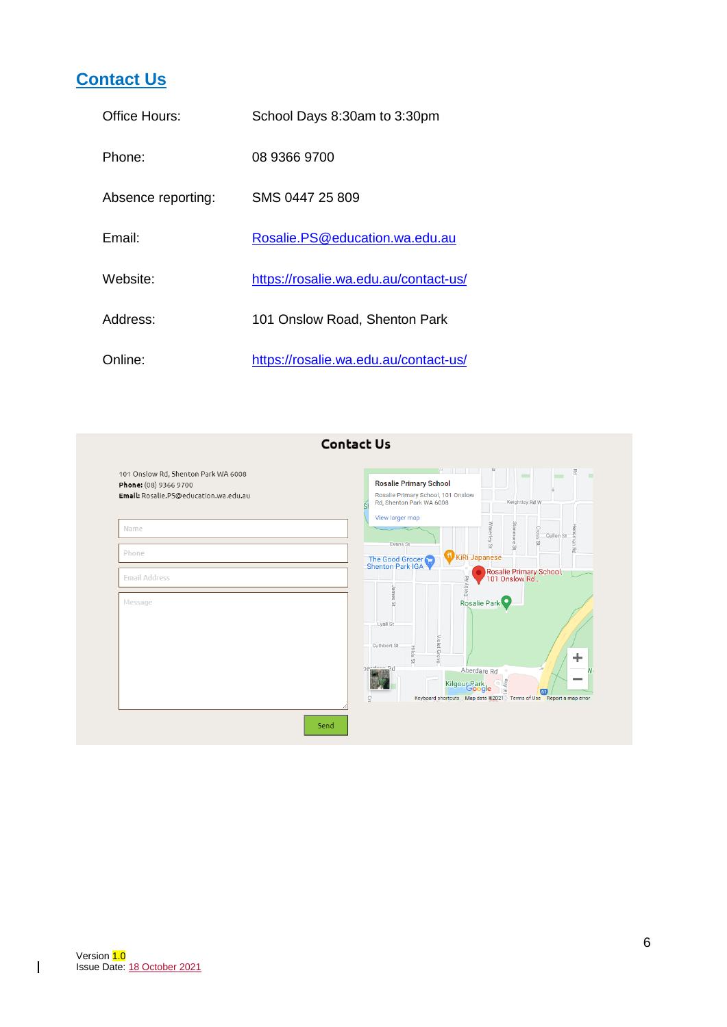## Contact Us

| | |
|---|---|
| Office Hours: | School Days 8:30am to 3:30pm |
| Phone: | 08 9366 9700 |
| Absence reporting: | SMS 0447 25 809 |
| Email: | Rosalie.PS@education.wa.edu.au |
| Website: | https://rosalie.wa.edu.au/contact-us/ |
| Address: | 101 Onslow Road, Shenton Park |
| Online: | https://rosalie.wa.edu.au/contact-us/ |

**Contact Us**

101 Onslow Rd, Shenton Park WA 6008
**Phone:** (08) 9366 9700
**Email:** Rosalie.PS@education.wa.edu.au

Name

Phone

Email Address

Message

Send

Rosalie Primary School
Rosalie Primary School, 101 Onslow Rd, Shenton Park WA 6008
View larger map

Version 1.0
Issue Date: 18 October 2021